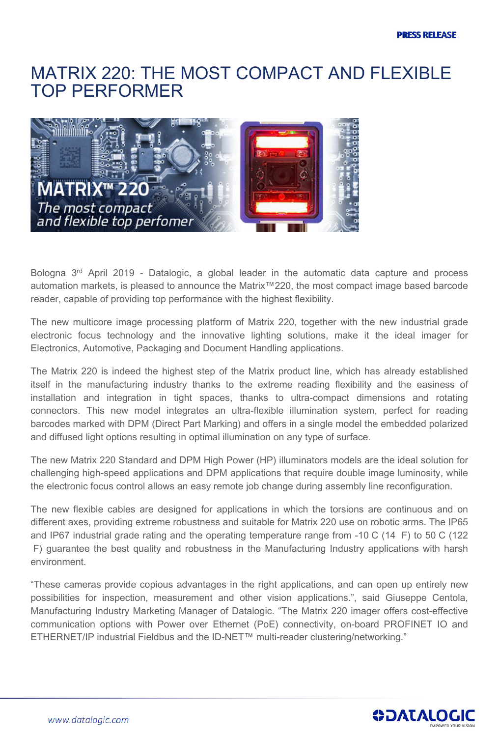PRESS RELEASE

# MATRIX 220: THE MOST COMPACT AND FLEXIBLE TOP PERFORMER

Bologna 3rd April 2019 - Datalogic, a global leader in the automatic data capture and process automation markets, is pleased to announce the Matrix™220, the most compact image based barcode reader, capable of providing top performance with the highest flexibility.

The new multicore image processing platform of Matrix 220, together with the new industrial grade electronic focus technology and the innovative lighting solutions, make it the ideal imager for Electronics, Automotive, Packaging and Document Handling applications.

The Matrix 220 is indeed the highest step of the Matrix product line, which has already established itself in the manufacturing industry thanks to the extreme reading flexibility and the easiness of installation and integration in tight spaces, thanks to ultra-compact dimensions and rotating connectors. This new model integrates an ultra-flexible illumination system, perfect for reading barcodes marked with DPM (Direct Part Marking) and offers in a single model the embedded polarized and diffused light options resulting in optimal illumination on any type of surface.

The new Matrix 220 Standard and DPM High Power (HP) illuminators models are the ideal solution for challenging high-speed applications and DPM applications that require double image luminosity, while the electronic focus control allows an easy remote job change during assembly line reconfiguration.

The new flexible cables are designed for applications in which the torsions are continuous and on different axes, providing extreme robustness and suitable for Matrix 220 use on robotic arms. The IP65 and IP67 industrial grade rating and the operating temperature range from -10 C (14 F) to 50 C (122 F) guarantee the best quality and robustness in the Manufacturing Industry applications with harsh environment.

"These cameras provide copious advantages in the right applications, and can open up entirely new possibilities for inspection, measurement and other vision applications.", said Giuseppe Centola, Manufacturing Industry Marketing Manager of Datalogic. "The Matrix 220 imager offers cost-effective communication options with Power over Ethernet (PoE) connectivity, on-board PROFINET IO and ETHERNET/IP industrial Fieldbus and the ID-NET™ multi-reader clustering/networking."